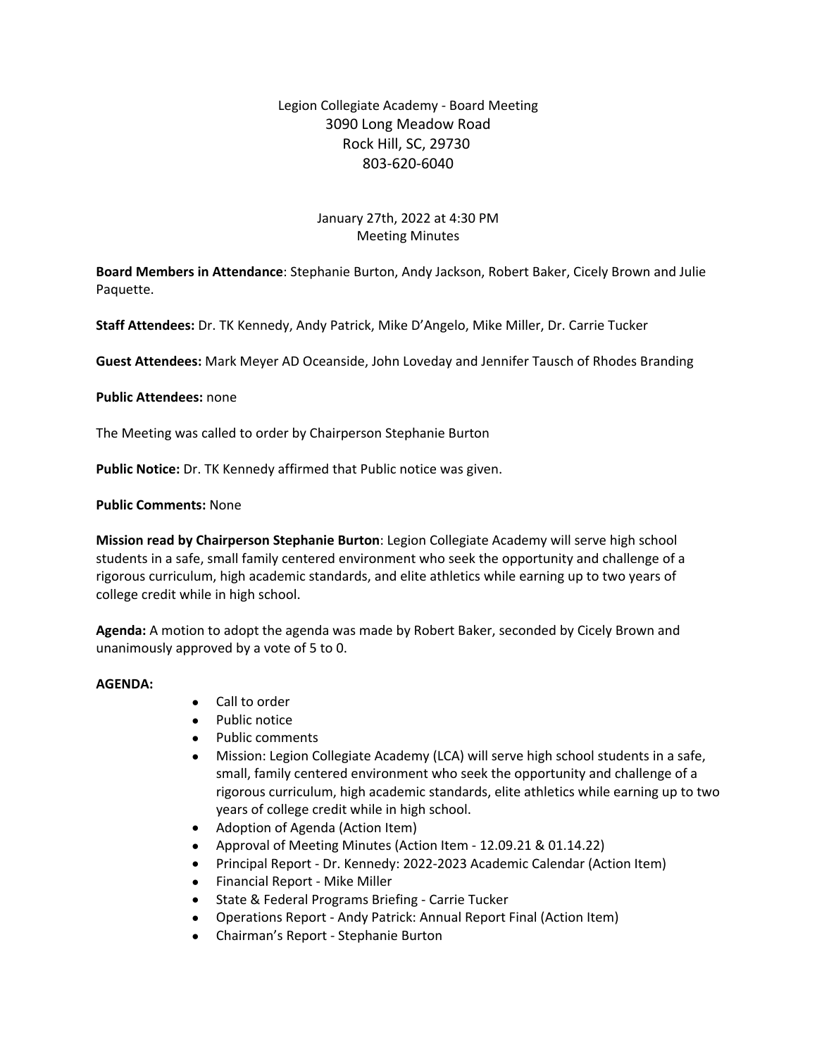Legion Collegiate Academy - Board Meeting
3090 Long Meadow Road
Rock Hill, SC, 29730
803-620-6040

January 27th, 2022 at 4:30 PM
Meeting Minutes

**Board Members in Attendance**: Stephanie Burton, Andy Jackson, Robert Baker, Cicely Brown and Julie Paquette.

**Staff Attendees:** Dr. TK Kennedy, Andy Patrick, Mike D'Angelo, Mike Miller, Dr. Carrie Tucker

**Guest Attendees:** Mark Meyer AD Oceanside, John Loveday and Jennifer Tausch of Rhodes Branding

**Public Attendees:** none

The Meeting was called to order by Chairperson Stephanie Burton

**Public Notice:** Dr. TK Kennedy affirmed that Public notice was given.

**Public Comments:** None

**Mission read by Chairperson Stephanie Burton**: Legion Collegiate Academy will serve high school students in a safe, small family centered environment who seek the opportunity and challenge of a rigorous curriculum, high academic standards, and elite athletics while earning up to two years of college credit while in high school.

**Agenda:** A motion to adopt the agenda was made by Robert Baker, seconded by Cicely Brown and unanimously approved by a vote of 5 to 0.

**AGENDA:**

- Call to order
- Public notice
- Public comments
- Mission: Legion Collegiate Academy (LCA) will serve high school students in a safe, small, family centered environment who seek the opportunity and challenge of a rigorous curriculum, high academic standards, elite athletics while earning up to two years of college credit while in high school.
- Adoption of Agenda (Action Item)
- Approval of Meeting Minutes (Action Item - 12.09.21 & 01.14.22)
- Principal Report - Dr. Kennedy: 2022-2023 Academic Calendar (Action Item)
- Financial Report - Mike Miller
- State & Federal Programs Briefing - Carrie Tucker
- Operations Report - Andy Patrick: Annual Report Final (Action Item)
- Chairman's Report - Stephanie Burton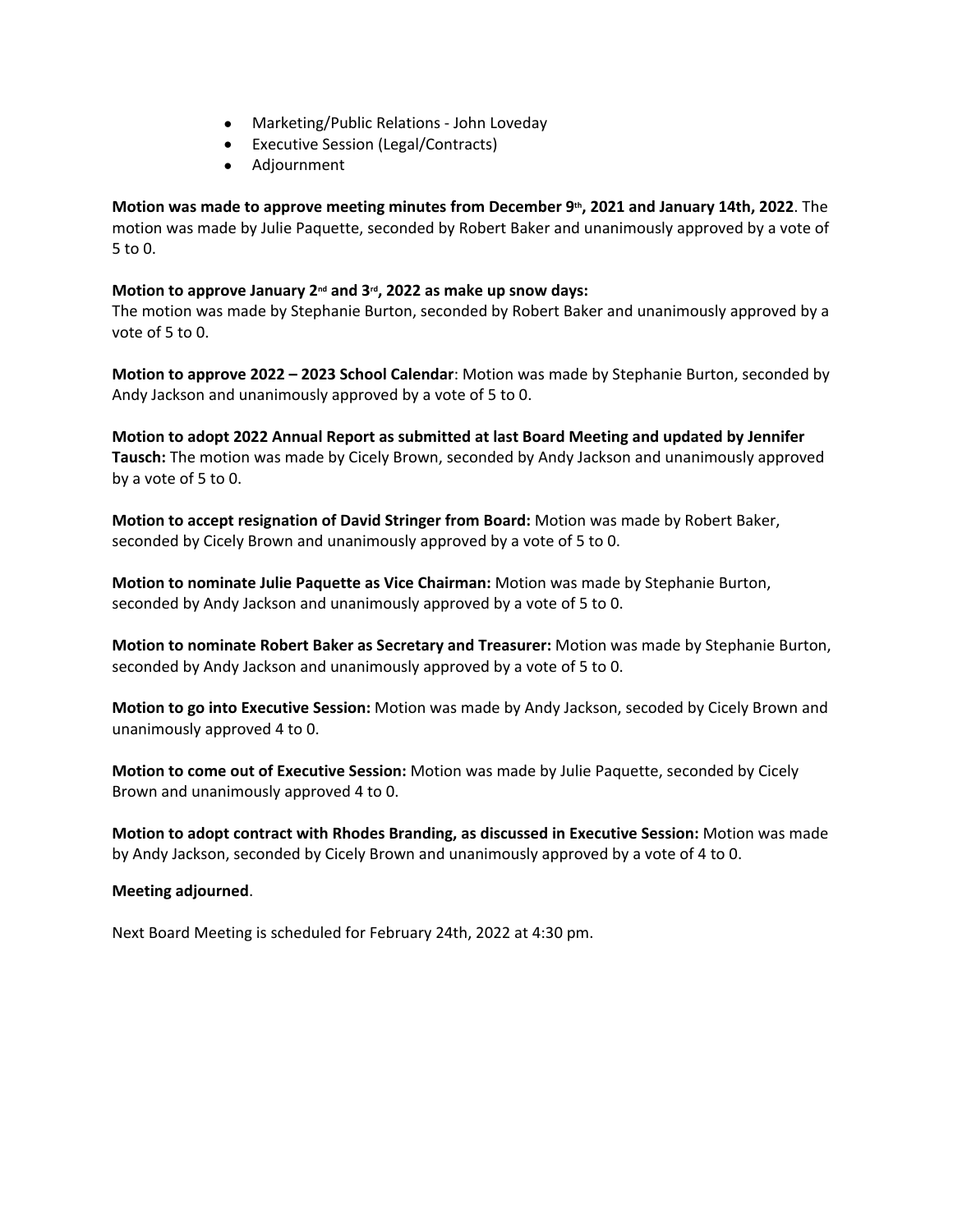- Marketing/Public Relations - John Loveday
- Executive Session (Legal/Contracts)
- Adjournment

**Motion was made to approve meeting minutes from December 9th, 2021 and January 14th, 2022**. The motion was made by Julie Paquette, seconded by Robert Baker and unanimously approved by a vote of 5 to 0.

**Motion to approve January 2nd and 3rd, 2022 as make up snow days:**
The motion was made by Stephanie Burton, seconded by Robert Baker and unanimously approved by a vote of 5 to 0.

**Motion to approve 2022 – 2023 School Calendar**: Motion was made by Stephanie Burton, seconded by Andy Jackson and unanimously approved by a vote of 5 to 0.

**Motion to adopt 2022 Annual Report as submitted at last Board Meeting and updated by Jennifer Tausch:** The motion was made by Cicely Brown, seconded by Andy Jackson and unanimously approved by a vote of 5 to 0.

**Motion to accept resignation of David Stringer from Board:** Motion was made by Robert Baker, seconded by Cicely Brown and unanimously approved by a vote of 5 to 0.

**Motion to nominate Julie Paquette as Vice Chairman:** Motion was made by Stephanie Burton, seconded by Andy Jackson and unanimously approved by a vote of 5 to 0.

**Motion to nominate Robert Baker as Secretary and Treasurer:** Motion was made by Stephanie Burton, seconded by Andy Jackson and unanimously approved by a vote of 5 to 0.

**Motion to go into Executive Session:** Motion was made by Andy Jackson, secoded by Cicely Brown and unanimously approved 4 to 0.

**Motion to come out of Executive Session:** Motion was made by Julie Paquette, seconded by Cicely Brown and unanimously approved 4 to 0.

**Motion to adopt contract with Rhodes Branding, as discussed in Executive Session:** Motion was made by Andy Jackson, seconded by Cicely Brown and unanimously approved by a vote of 4 to 0.

**Meeting adjourned**.

Next Board Meeting is scheduled for February 24th, 2022 at 4:30 pm.